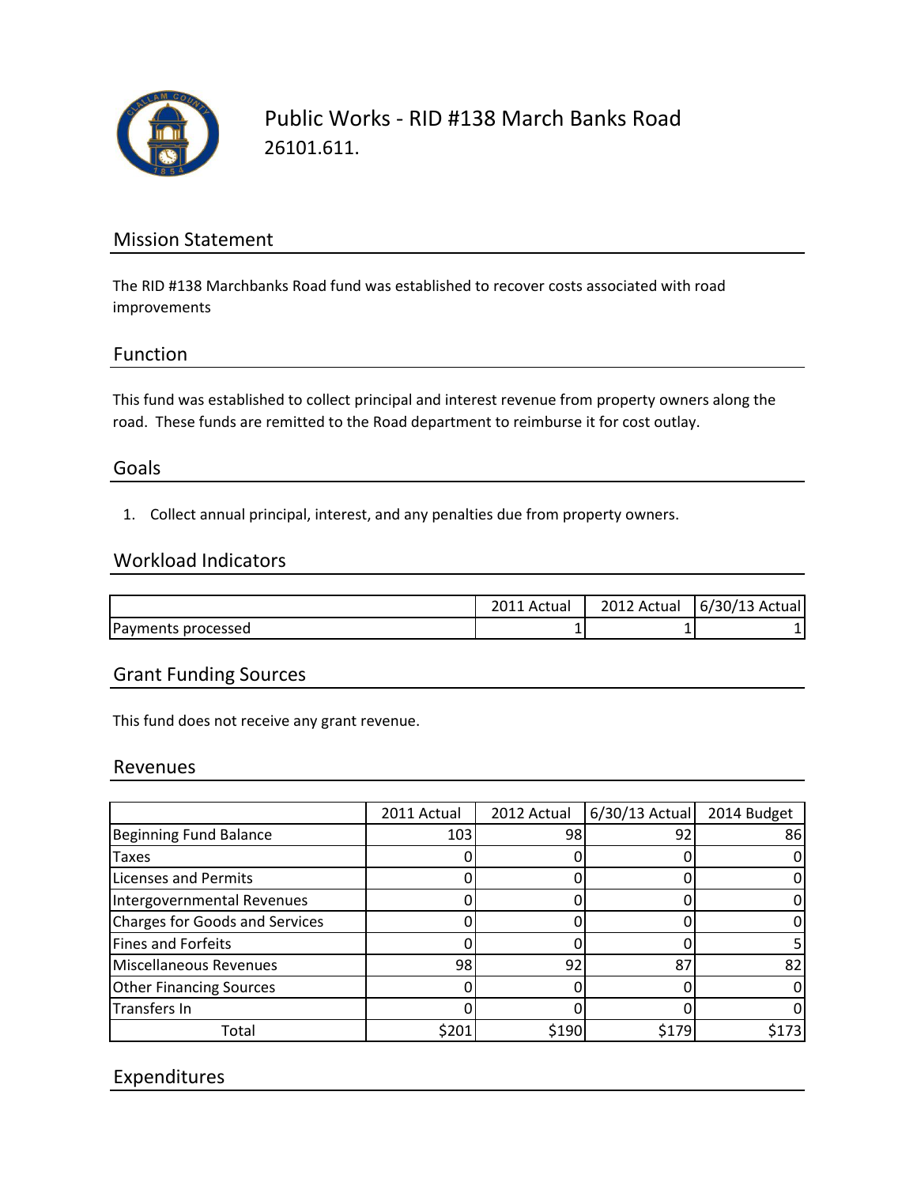# Public Works - RID #138 March Banks Road

26101.611.

## Mission Statement

The RID #138 Marchbanks Road fund was established to recover costs associated with road improvements

## Function

This fund was established to collect principal and interest revenue from property owners along the road. These funds are remitted to the Road department to reimburse it for cost outlay.

## Goals

1. Collect annual principal, interest, and any penalties due from property owners.

## Workload Indicators

| | 2011 Actual | 2012 Actual | 6/30/13 Actual |
|---|---|---|---|
| Payments processed | 1 | 1 | 1 |

## Grant Funding Sources

This fund does not receive any grant revenue.

## Revenues

| | 2011 Actual | 2012 Actual | 6/30/13 Actual | 2014 Budget |
|---|---|---|---|---|
| Beginning Fund Balance | 103 | 98 | 92 | 86 |
| Taxes | 0 | 0 | 0 | 0 |
| Licenses and Permits | 0 | 0 | 0 | 0 |
| Intergovernmental Revenues | 0 | 0 | 0 | 0 |
| Charges for Goods and Services | 0 | 0 | 0 | 0 |
| Fines and Forfeits | 0 | 0 | 0 | 5 |
| Miscellaneous Revenues | 98 | 92 | 87 | 82 |
| Other Financing Sources | 0 | 0 | 0 | 0 |
| Transfers In | 0 | 0 | 0 | 0 |
| Total | $201 | $190 | $179 | $173 |

## Expenditures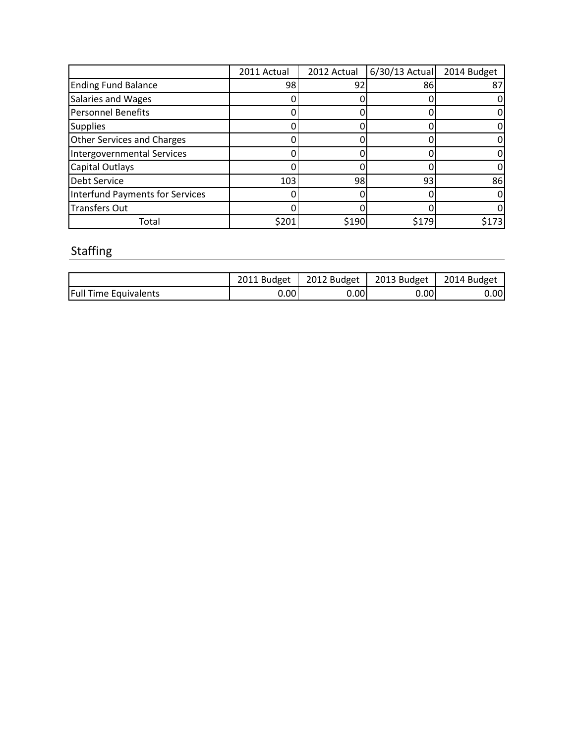| | 2011 Actual | 2012 Actual | 6/30/13 Actual | 2014 Budget |
|---|---|---|---|---|
| Ending Fund Balance | 98 | 92 | 86 | 87 |
| Salaries and Wages | 0 | 0 | 0 | 0 |
| Personnel Benefits | 0 | 0 | 0 | 0 |
| Supplies | 0 | 0 | 0 | 0 |
| Other Services and Charges | 0 | 0 | 0 | 0 |
| Intergovernmental Services | 0 | 0 | 0 | 0 |
| Capital Outlays | 0 | 0 | 0 | 0 |
| Debt Service | 103 | 98 | 93 | 86 |
| Interfund Payments for Services | 0 | 0 | 0 | 0 |
| Transfers Out | 0 | 0 | 0 | 0 |
| Total | $201 | $190 | $179 | $173 |

## Staffing

| | 2011 Budget | 2012 Budget | 2013 Budget | 2014 Budget |
|---|---|---|---|---|
| Full Time Equivalents | 0.00 | 0.00 | 0.00 | 0.00 |